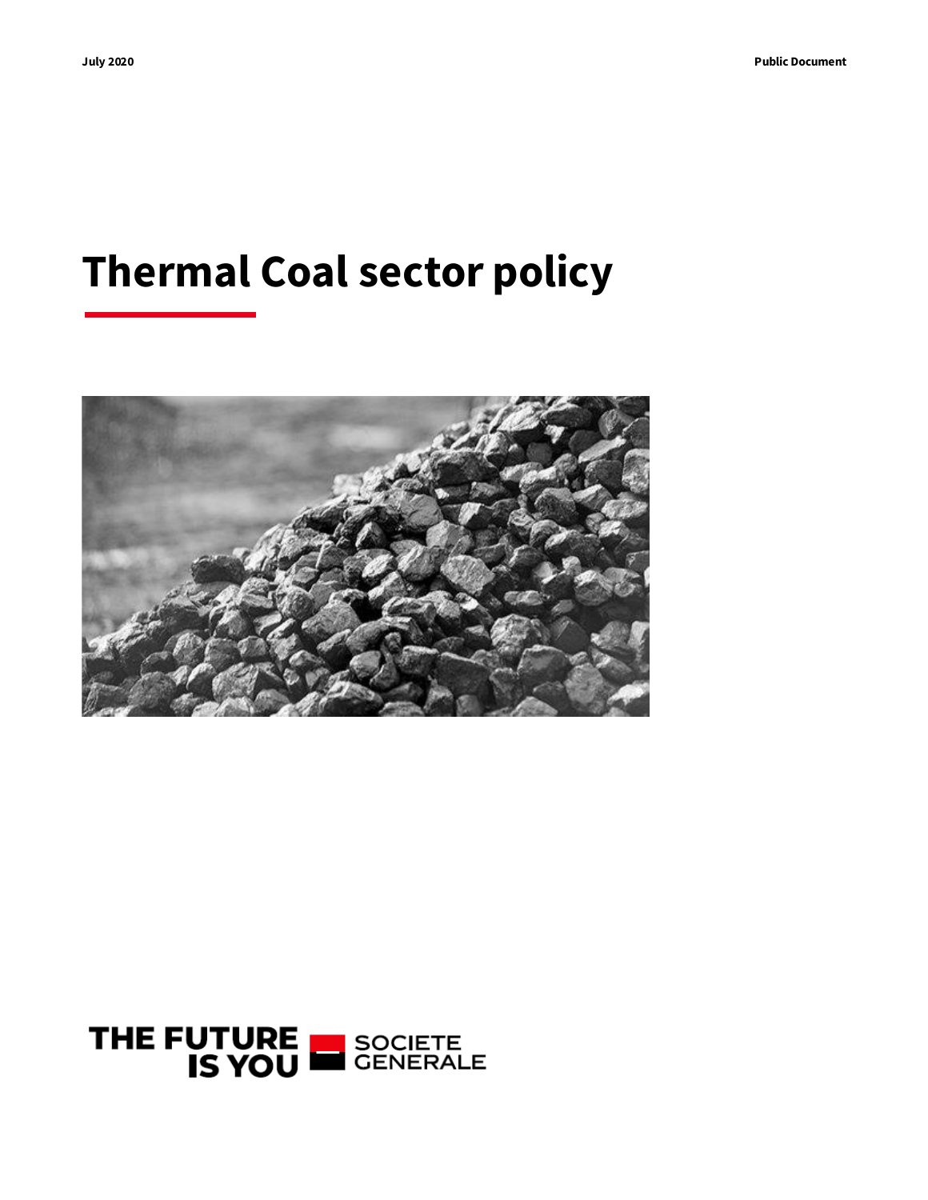July 2020

Public Document

# Thermal Coal sector policy

THE FUTURE IS YOU SOCIETE GENERALE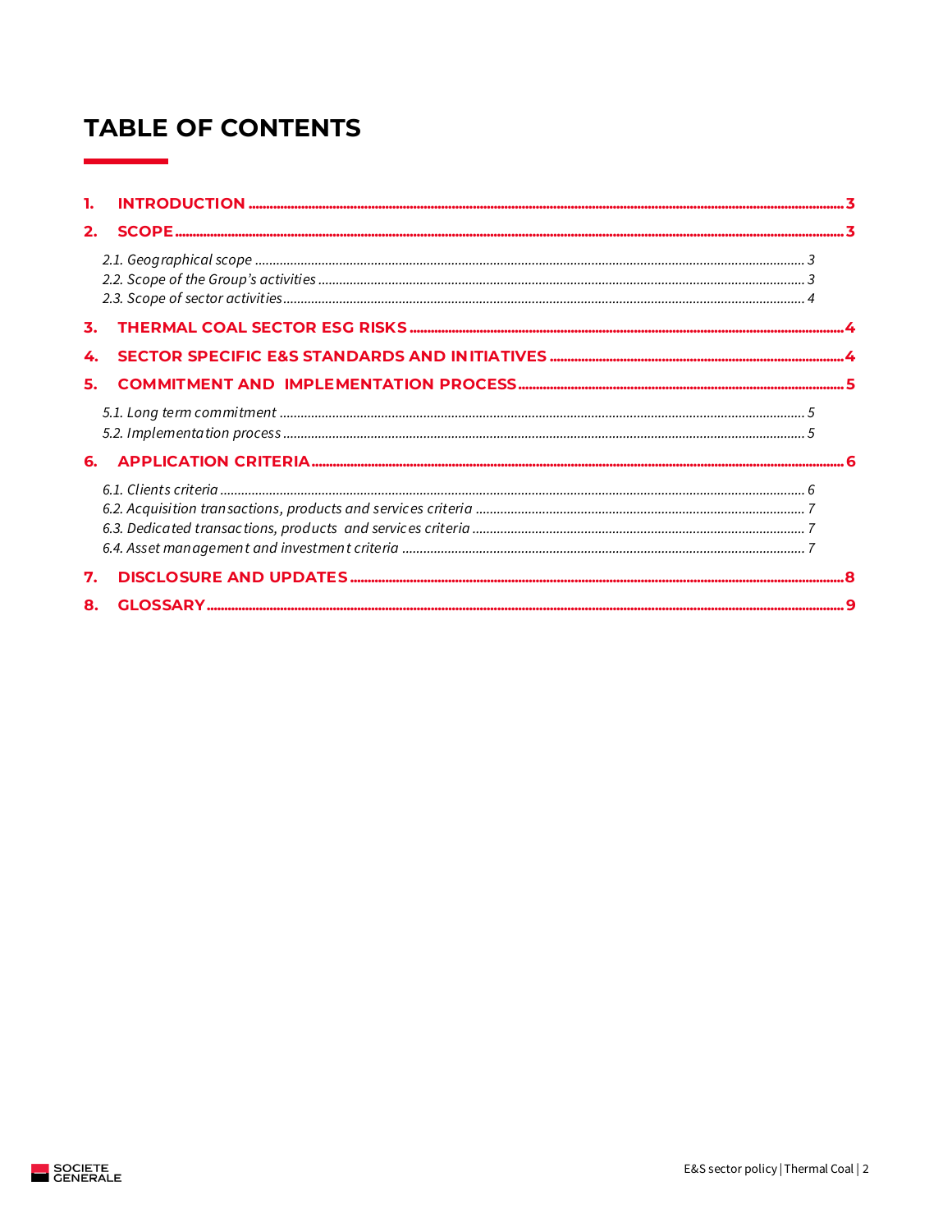# TABLE OF CONTENTS

1. **INTRODUCTION** .......... 3
2. **SCOPE** .......... 3
   - *2.1. Geographical scope* .......... 3
   - *2.2. Scope of the Group's activities* .......... 3
   - *2.3. Scope of sector activities* .......... 4
3. **THERMAL COAL SECTOR ESG RISKS** .......... 4
4. **SECTOR SPECIFIC E&S STANDARDS AND INITIATIVES** .......... 4
5. **COMMITMENT AND IMPLEMENTATION PROCESS** .......... 5
   - *5.1. Long term commitment* .......... 5
   - *5.2. Implementation process* .......... 5
6. **APPLICATION CRITERIA** .......... 6
   - *6.1. Clients criteria* .......... 6
   - *6.2. Acquisition transactions, products and services criteria* .......... 7
   - *6.3. Dedicated transactions, products and services criteria* .......... 7
   - *6.4. Asset management and investment criteria* .......... 7
7. **DISCLOSURE AND UPDATES** .......... 8
8. **GLOSSARY** .......... 9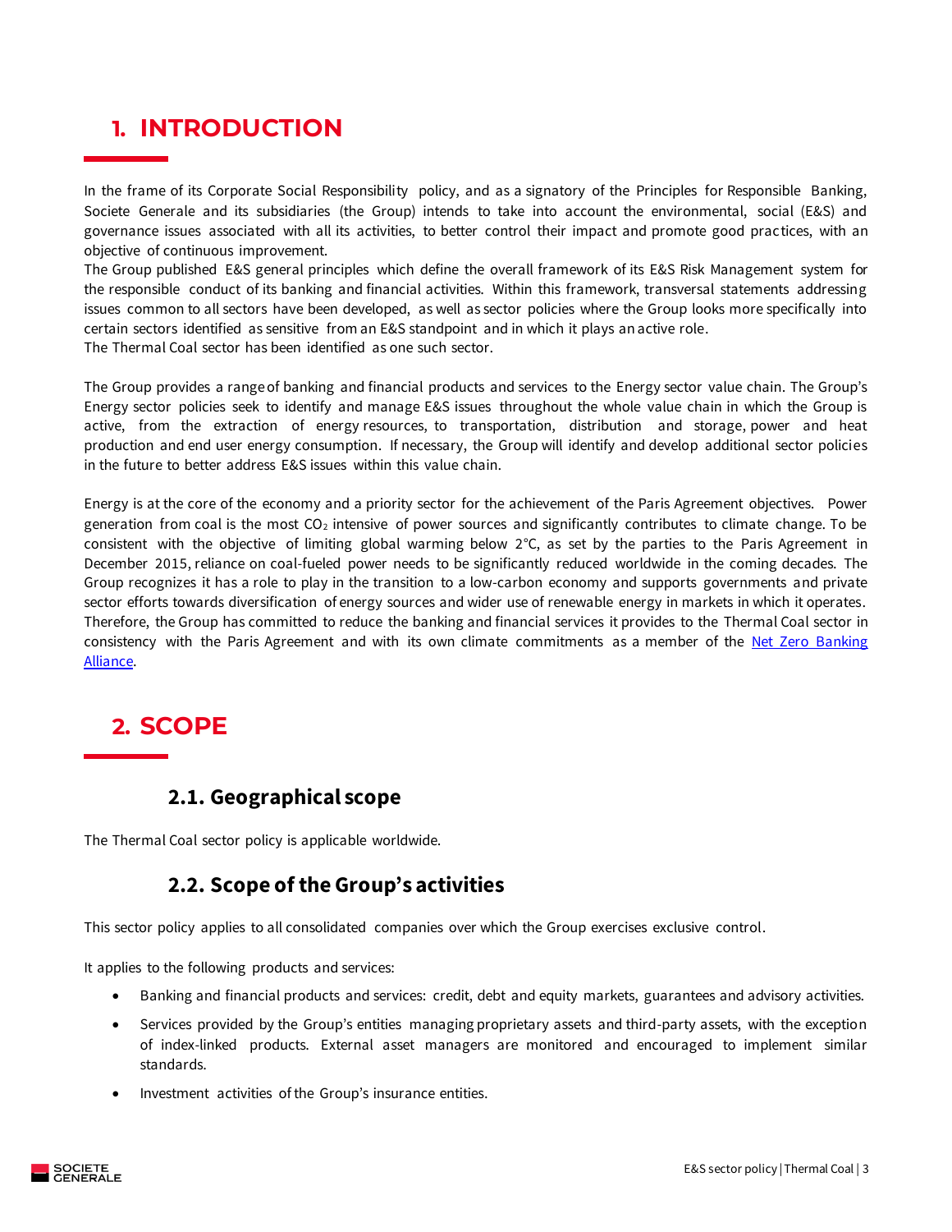# 1. INTRODUCTION

In the frame of its Corporate Social Responsibility policy, and as a signatory of the Principles for Responsible Banking, Societe Generale and its subsidiaries (the Group) intends to take into account the environmental, social (E&S) and governance issues associated with all its activities, to better control their impact and promote good practices, with an objective of continuous improvement.
The Group published E&S general principles which define the overall framework of its E&S Risk Management system for the responsible conduct of its banking and financial activities. Within this framework, transversal statements addressing issues common to all sectors have been developed, as well as sector policies where the Group looks more specifically into certain sectors identified as sensitive from an E&S standpoint and in which it plays an active role.
The Thermal Coal sector has been identified as one such sector.

The Group provides a range of banking and financial products and services to the Energy sector value chain. The Group's Energy sector policies seek to identify and manage E&S issues throughout the whole value chain in which the Group is active, from the extraction of energy resources, to transportation, distribution and storage, power and heat production and end user energy consumption. If necessary, the Group will identify and develop additional sector policies in the future to better address E&S issues within this value chain.

Energy is at the core of the economy and a priority sector for the achievement of the Paris Agreement objectives. Power generation from coal is the most $CO_2$ intensive of power sources and significantly contributes to climate change. To be consistent with the objective of limiting global warming below 2°C, as set by the parties to the Paris Agreement in December 2015, reliance on coal-fueled power needs to be significantly reduced worldwide in the coming decades. The Group recognizes it has a role to play in the transition to a low-carbon economy and supports governments and private sector efforts towards diversification of energy sources and wider use of renewable energy in markets in which it operates. Therefore, the Group has committed to reduce the banking and financial services it provides to the Thermal Coal sector in consistency with the Paris Agreement and with its own climate commitments as a member of the Net Zero Banking Alliance.

# 2. SCOPE

## 2.1. Geographical scope

The Thermal Coal sector policy is applicable worldwide.

## 2.2. Scope of the Group's activities

This sector policy applies to all consolidated companies over which the Group exercises exclusive control.

It applies to the following products and services:

- Banking and financial products and services: credit, debt and equity markets, guarantees and advisory activities.
- Services provided by the Group's entities managing proprietary assets and third-party assets, with the exception of index-linked products. External asset managers are monitored and encouraged to implement similar standards.
- Investment activities of the Group's insurance entities.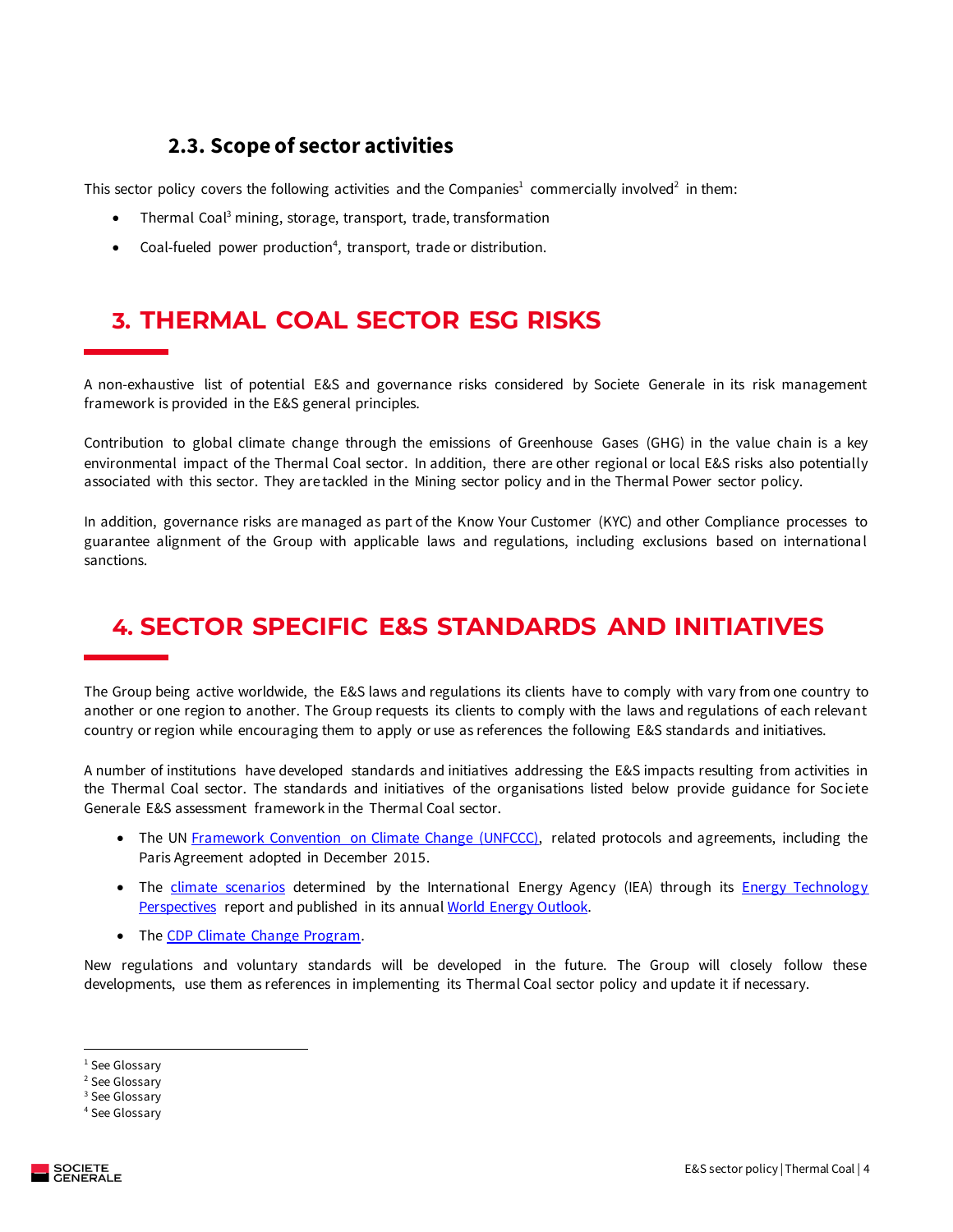### 2.3. Scope of sector activities

This sector policy covers the following activities and the Companies[1] commercially involved[2] in them:

- Thermal Coal[3] mining, storage, transport, trade, transformation
- Coal-fueled power production[4], transport, trade or distribution.

## 3. THERMAL COAL SECTOR ESG RISKS

A non-exhaustive list of potential E&S and governance risks considered by Societe Generale in its risk management framework is provided in the E&S general principles.

Contribution to global climate change through the emissions of Greenhouse Gases (GHG) in the value chain is a key environmental impact of the Thermal Coal sector. In addition, there are other regional or local E&S risks also potentially associated with this sector. They are tackled in the Mining sector policy and in the Thermal Power sector policy.

In addition, governance risks are managed as part of the Know Your Customer (KYC) and other Compliance processes to guarantee alignment of the Group with applicable laws and regulations, including exclusions based on international sanctions.

## 4. SECTOR SPECIFIC E&S STANDARDS AND INITIATIVES

The Group being active worldwide, the E&S laws and regulations its clients have to comply with vary from one country to another or one region to another. The Group requests its clients to comply with the laws and regulations of each relevant country or region while encouraging them to apply or use as references the following E&S standards and initiatives.

A number of institutions have developed standards and initiatives addressing the E&S impacts resulting from activities in the Thermal Coal sector. The standards and initiatives of the organisations listed below provide guidance for Societe Generale E&S assessment framework in the Thermal Coal sector.

- The UN Framework Convention on Climate Change (UNFCCC), related protocols and agreements, including the Paris Agreement adopted in December 2015.
- The climate scenarios determined by the International Energy Agency (IEA) through its Energy Technology Perspectives report and published in its annual World Energy Outlook.
- The CDP Climate Change Program.

New regulations and voluntary standards will be developed in the future. The Group will closely follow these developments, use them as references in implementing its Thermal Coal sector policy and update it if necessary.

---

[1] See Glossary
[2] See Glossary
[3] See Glossary
[4] See Glossary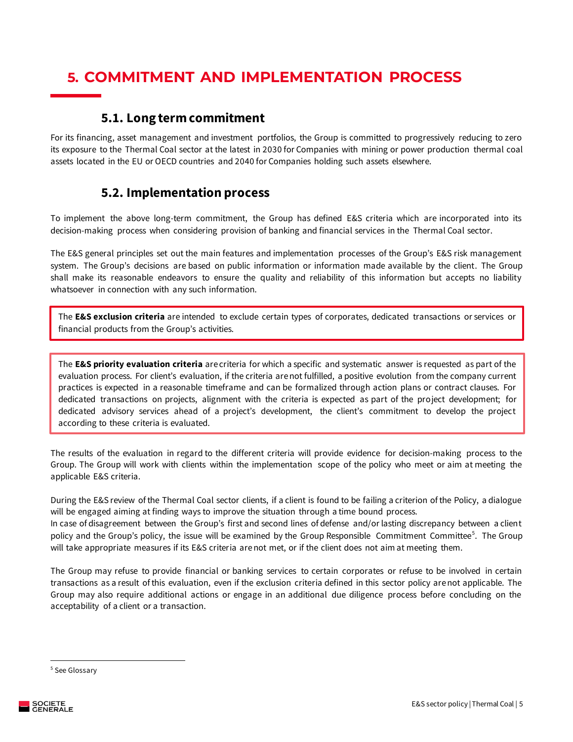# 5. COMMITMENT AND IMPLEMENTATION PROCESS

## 5.1. Long term commitment

For its financing, asset management and investment portfolios, the Group is committed to progressively reducing to zero its exposure to the Thermal Coal sector at the latest in 2030 for Companies with mining or power production thermal coal assets located in the EU or OECD countries and 2040 for Companies holding such assets elsewhere.

## 5.2. Implementation process

To implement the above long-term commitment, the Group has defined E&S criteria which are incorporated into its decision-making process when considering provision of banking and financial services in the Thermal Coal sector.

The E&S general principles set out the main features and implementation processes of the Group's E&S risk management system. The Group's decisions are based on public information or information made available by the client. The Group shall make its reasonable endeavors to ensure the quality and reliability of this information but accepts no liability whatsoever in connection with any such information.

The **E&S exclusion criteria** are intended to exclude certain types of corporates, dedicated transactions or services or financial products from the Group's activities.

The **E&S priority evaluation criteria** are criteria for which a specific and systematic answer is requested as part of the evaluation process. For client's evaluation, if the criteria are not fulfilled, a positive evolution from the company current practices is expected in a reasonable timeframe and can be formalized through action plans or contract clauses. For dedicated transactions on projects, alignment with the criteria is expected as part of the project development; for dedicated advisory services ahead of a project's development, the client's commitment to develop the project according to these criteria is evaluated.

The results of the evaluation in regard to the different criteria will provide evidence for decision-making process to the Group. The Group will work with clients within the implementation scope of the policy who meet or aim at meeting the applicable E&S criteria.

During the E&S review of the Thermal Coal sector clients, if a client is found to be failing a criterion of the Policy, a dialogue will be engaged aiming at finding ways to improve the situation through a time bound process.
In case of disagreement between the Group's first and second lines of defense and/or lasting discrepancy between a client policy and the Group's policy, the issue will be examined by the Group Responsible Commitment Committee[5]. The Group will take appropriate measures if its E&S criteria are not met, or if the client does not aim at meeting them.

The Group may refuse to provide financial or banking services to certain corporates or refuse to be involved in certain transactions as a result of this evaluation, even if the exclusion criteria defined in this sector policy are not applicable. The Group may also require additional actions or engage in an additional due diligence process before concluding on the acceptability of a client or a transaction.

[5] See Glossary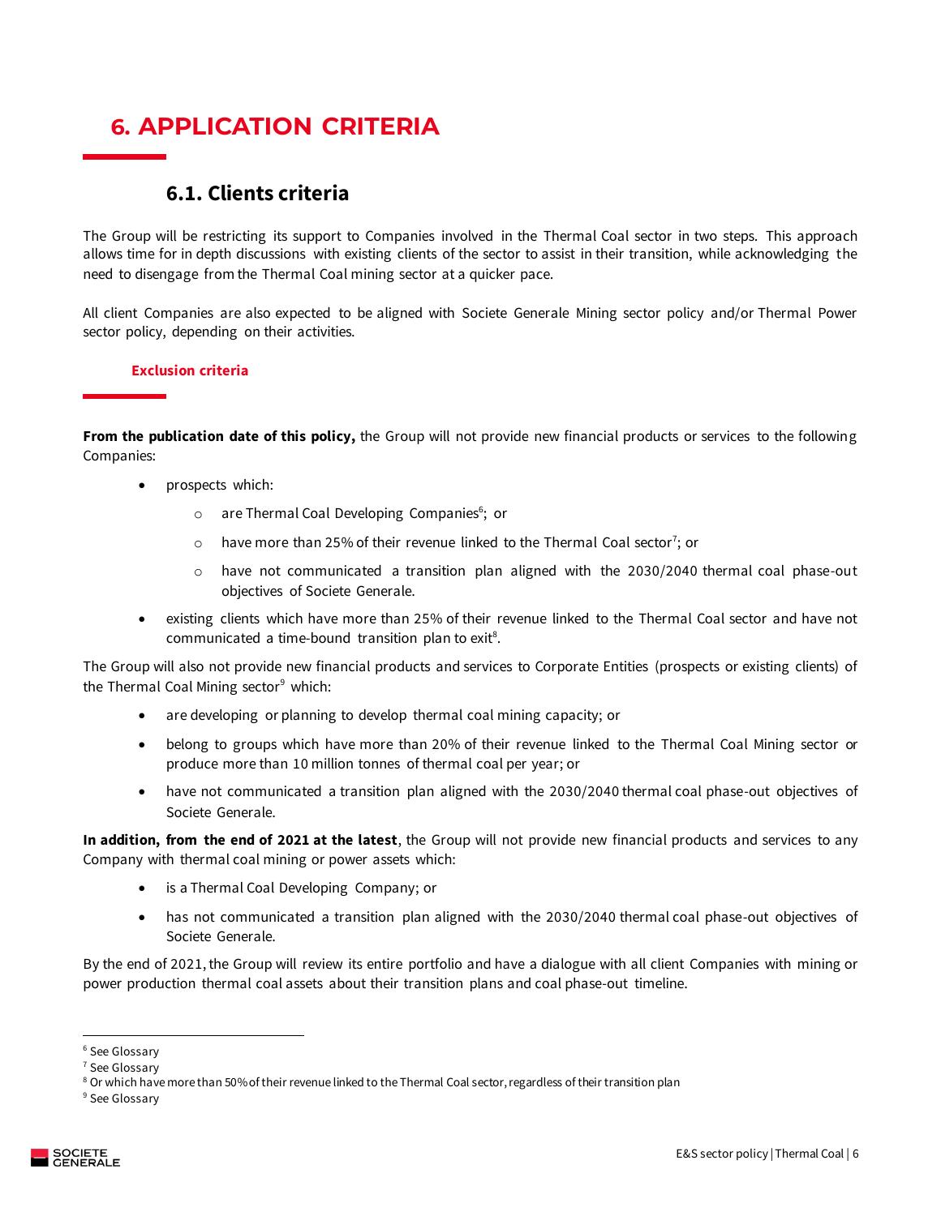# 6. APPLICATION CRITERIA

## 6.1. Clients criteria

The Group will be restricting its support to Companies involved in the Thermal Coal sector in two steps. This approach allows time for in depth discussions with existing clients of the sector to assist in their transition, while acknowledging the need to disengage from the Thermal Coal mining sector at a quicker pace.

All client Companies are also expected to be aligned with Societe Generale Mining sector policy and/or Thermal Power sector policy, depending on their activities.

### Exclusion criteria

**From the publication date of this policy,** the Group will not provide new financial products or services to the following Companies:

- prospects which:
  - are Thermal Coal Developing Companies[6]; or
  - have more than 25% of their revenue linked to the Thermal Coal sector[7]; or
  - have not communicated a transition plan aligned with the 2030/2040 thermal coal phase-out objectives of Societe Generale.
- existing clients which have more than 25% of their revenue linked to the Thermal Coal sector and have not communicated a time-bound transition plan to exit[8].

The Group will also not provide new financial products and services to Corporate Entities (prospects or existing clients) of the Thermal Coal Mining sector[9] which:

- are developing or planning to develop thermal coal mining capacity; or
- belong to groups which have more than 20% of their revenue linked to the Thermal Coal Mining sector or produce more than 10 million tonnes of thermal coal per year; or
- have not communicated a transition plan aligned with the 2030/2040 thermal coal phase-out objectives of Societe Generale.

**In addition, from the end of 2021 at the latest**, the Group will not provide new financial products and services to any Company with thermal coal mining or power assets which:

- is a Thermal Coal Developing Company; or
- has not communicated a transition plan aligned with the 2030/2040 thermal coal phase-out objectives of Societe Generale.

By the end of 2021, the Group will review its entire portfolio and have a dialogue with all client Companies with mining or power production thermal coal assets about their transition plans and coal phase-out timeline.

---

[6] See Glossary

[7] See Glossary

[8] Or which have more than 50% of their revenue linked to the Thermal Coal sector, regardless of their transition plan

[9] See Glossary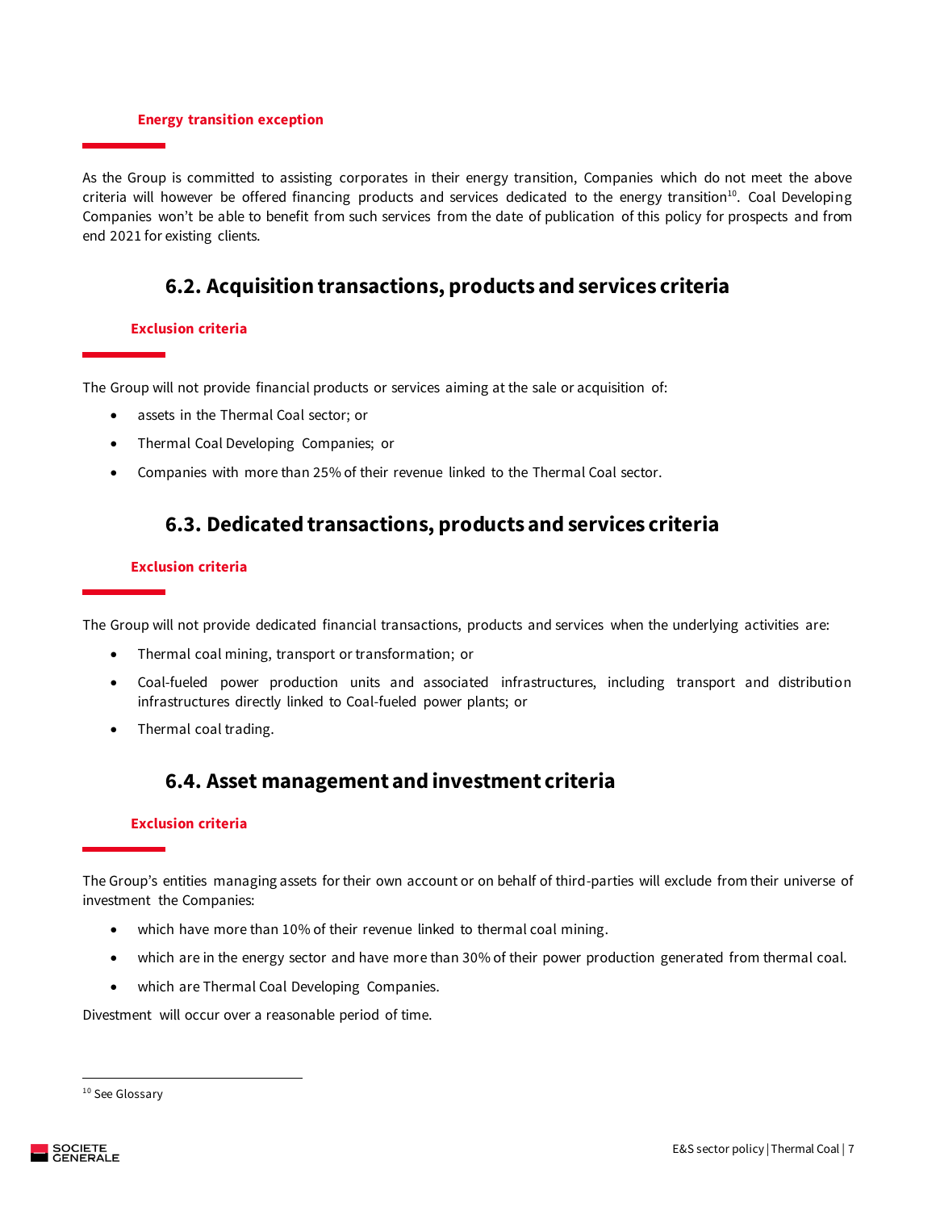#### Energy transition exception

As the Group is committed to assisting corporates in their energy transition, Companies which do not meet the above criteria will however be offered financing products and services dedicated to the energy transition[10]. Coal Developing Companies won't be able to benefit from such services from the date of publication of this policy for prospects and from end 2021 for existing clients.

## 6.2. Acquisition transactions, products and services criteria

#### Exclusion criteria

The Group will not provide financial products or services aiming at the sale or acquisition of:

- assets in the Thermal Coal sector; or
- Thermal Coal Developing Companies; or
- Companies with more than 25% of their revenue linked to the Thermal Coal sector.

## 6.3. Dedicated transactions, products and services criteria

#### Exclusion criteria

The Group will not provide dedicated financial transactions, products and services when the underlying activities are:

- Thermal coal mining, transport or transformation; or
- Coal-fueled power production units and associated infrastructures, including transport and distribution infrastructures directly linked to Coal-fueled power plants; or
- Thermal coal trading.

## 6.4. Asset management and investment criteria

#### Exclusion criteria

The Group's entities managing assets for their own account or on behalf of third-parties will exclude from their universe of investment the Companies:

- which have more than 10% of their revenue linked to thermal coal mining.
- which are in the energy sector and have more than 30% of their power production generated from thermal coal.
- which are Thermal Coal Developing Companies.

Divestment will occur over a reasonable period of time.

[10] See Glossary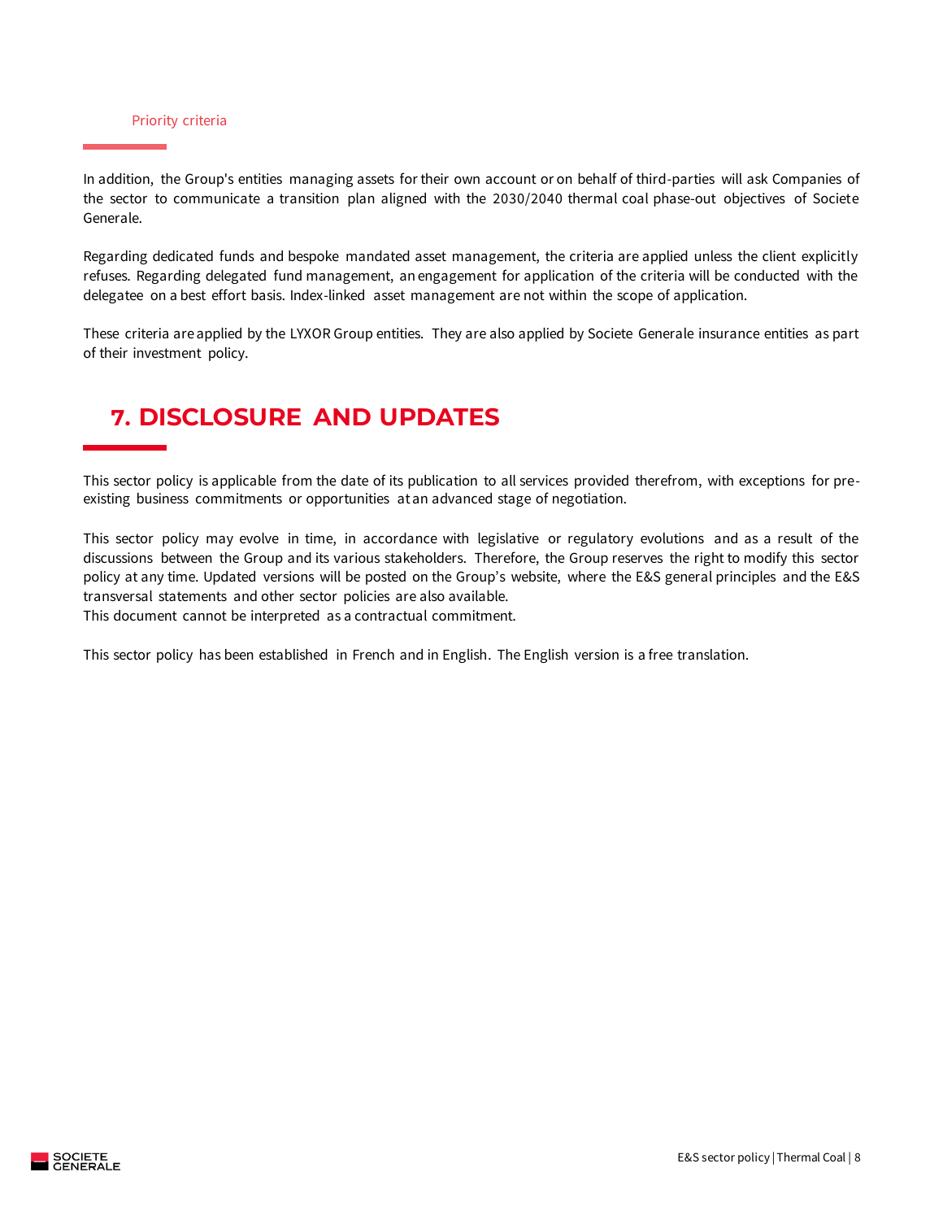### Priority criteria

In addition, the Group's entities managing assets for their own account or on behalf of third-parties will ask Companies of the sector to communicate a transition plan aligned with the 2030/2040 thermal coal phase-out objectives of Societe Generale.

Regarding dedicated funds and bespoke mandated asset management, the criteria are applied unless the client explicitly refuses. Regarding delegated fund management, an engagement for application of the criteria will be conducted with the delegatee on a best effort basis. Index-linked asset management are not within the scope of application.

These criteria are applied by the LYXOR Group entities. They are also applied by Societe Generale insurance entities as part of their investment policy.

## 7. DISCLOSURE AND UPDATES

This sector policy is applicable from the date of its publication to all services provided therefrom, with exceptions for pre-existing business commitments or opportunities at an advanced stage of negotiation.

This sector policy may evolve in time, in accordance with legislative or regulatory evolutions and as a result of the discussions between the Group and its various stakeholders. Therefore, the Group reserves the right to modify this sector policy at any time. Updated versions will be posted on the Group's website, where the E&S general principles and the E&S transversal statements and other sector policies are also available.
This document cannot be interpreted as a contractual commitment.

This sector policy has been established in French and in English. The English version is a free translation.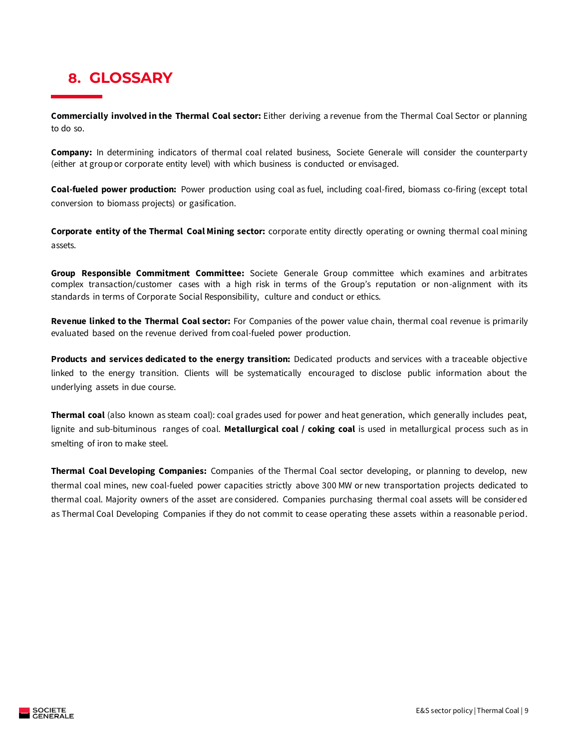# 8. GLOSSARY

**Commercially involved in the Thermal Coal sector:** Either deriving a revenue from the Thermal Coal Sector or planning to do so.

**Company:** In determining indicators of thermal coal related business, Societe Generale will consider the counterparty (either at group or corporate entity level) with which business is conducted or envisaged.

**Coal-fueled power production:** Power production using coal as fuel, including coal-fired, biomass co-firing (except total conversion to biomass projects) or gasification.

**Corporate entity of the Thermal Coal Mining sector:** corporate entity directly operating or owning thermal coal mining assets.

**Group Responsible Commitment Committee:** Societe Generale Group committee which examines and arbitrates complex transaction/customer cases with a high risk in terms of the Group's reputation or non-alignment with its standards in terms of Corporate Social Responsibility, culture and conduct or ethics.

**Revenue linked to the Thermal Coal sector:** For Companies of the power value chain, thermal coal revenue is primarily evaluated based on the revenue derived from coal-fueled power production.

**Products and services dedicated to the energy transition:** Dedicated products and services with a traceable objective linked to the energy transition. Clients will be systematically encouraged to disclose public information about the underlying assets in due course.

**Thermal coal** (also known as steam coal): coal grades used for power and heat generation, which generally includes peat, lignite and sub-bituminous ranges of coal. **Metallurgical coal / coking coal** is used in metallurgical process such as in smelting of iron to make steel.

**Thermal Coal Developing Companies:** Companies of the Thermal Coal sector developing, or planning to develop, new thermal coal mines, new coal-fueled power capacities strictly above 300 MW or new transportation projects dedicated to thermal coal. Majority owners of the asset are considered. Companies purchasing thermal coal assets will be considered as Thermal Coal Developing Companies if they do not commit to cease operating these assets within a reasonable period.